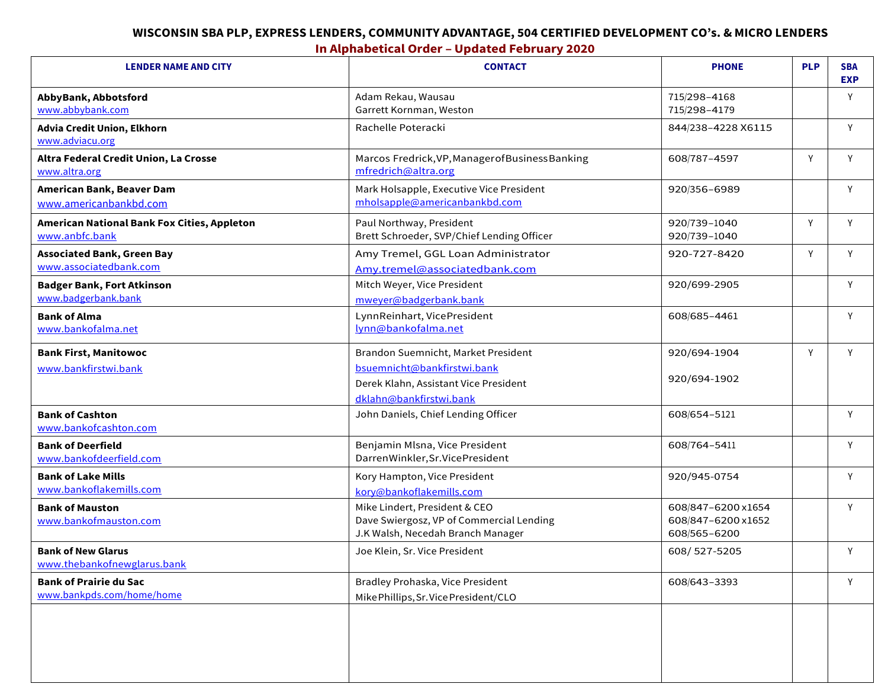# WISCONSIN SBA PLP, EXPRESS LENDERS, COMMUNITY ADVANTAGE, 504 CERTIFIED DEVELOPMENT CO's. & MICRO LENDERS

## In Alphabetical Order – Updated February 2020

| LENDER NAME AND CITY | CONTACT | PHONE | PLP | SBA EXP |
|---|---|---|---|---|
| **AbbyBank, Abbotsford**<br>www.abbybank.com | Adam Rekau, Wausau<br>Garrett Kornman, Weston | 715/298–4168<br>715/298–4179 | | Y |
| **Advia Credit Union, Elkhorn**<br>www.adviacu.org | Rachelle Poteracki | 844/238–4228 X6115 | | Y |
| **Altra Federal Credit Union, La Crosse**<br>www.altra.org | Marcos Fredrick,VP,ManagerofBusinessBanking<br>mfredrich@altra.org | 608/787–4597 | Y | Y |
| **American Bank, Beaver Dam**<br>www.americanbankbd.com | Mark Holsapple, Executive Vice President<br>mholsapple@americanbankbd.com | 920/356–6989 | | Y |
| **American National Bank Fox Cities, Appleton**<br>www.anbfc.bank | Paul Northway, President<br>Brett Schroeder, SVP/Chief Lending Officer | 920/739–1040<br>920/739–1040 | Y | Y |
| **Associated Bank, Green Bay**<br>www.associatedbank.com | Amy Tremel, GGL Loan Administrator<br>Amy.tremel@associatedbank.com | 920-727-8420 | Y | Y |
| **Badger Bank, Fort Atkinson**<br>www.badgerbank.bank | Mitch Weyer, Vice President<br>mweyer@badgerbank.bank | 920/699-2905 | | Y |
| **Bank of Alma**<br>www.bankofalma.net | LynnReinhart, VicePresident<br>lynn@bankofalma.net | 608/685–4461 | | Y |
| **Bank First, Manitowoc**<br>www.bankfirstwi.bank | Brandon Suemnicht, Market President<br>bsuemnicht@bankfirstwi.bank<br>Derek Klahn, Assistant Vice President<br>dklahn@bankfirstwi.bank | 920/694-1904<br>920/694-1902 | Y | Y |
| **Bank of Cashton**<br>www.bankofcashton.com | John Daniels, Chief Lending Officer | 608/654–5121 | | Y |
| **Bank of Deerfield**<br>www.bankofdeerfield.com | Benjamin Mlsna, Vice President<br>DarrenWinkler,Sr.VicePresident | 608/764–5411 | | Y |
| **Bank of Lake Mills**<br>www.bankoflakemills.com | Kory Hampton, Vice President<br>kory@bankoflakemills.com | 920/945-0754 | | Y |
| **Bank of Mauston**<br>www.bankofmauston.com | Mike Lindert, President & CEO<br>Dave Swiergosz, VP of Commercial Lending<br>J.K Walsh, Necedah Branch Manager | 608/847–6200 x1654<br>608/847–6200 x1652<br>608/565–6200 | | Y |
| **Bank of New Glarus**<br>www.thebankofnewglarus.bank | Joe Klein, Sr. Vice President | 608/ 527-5205 | | Y |
| **Bank of Prairie du Sac**<br>www.bankpds.com/home/home | Bradley Prohaska, Vice President<br>MikePhillips,Sr.VicePresident/CLO | 608/643–3393 | | Y |
| | | | | |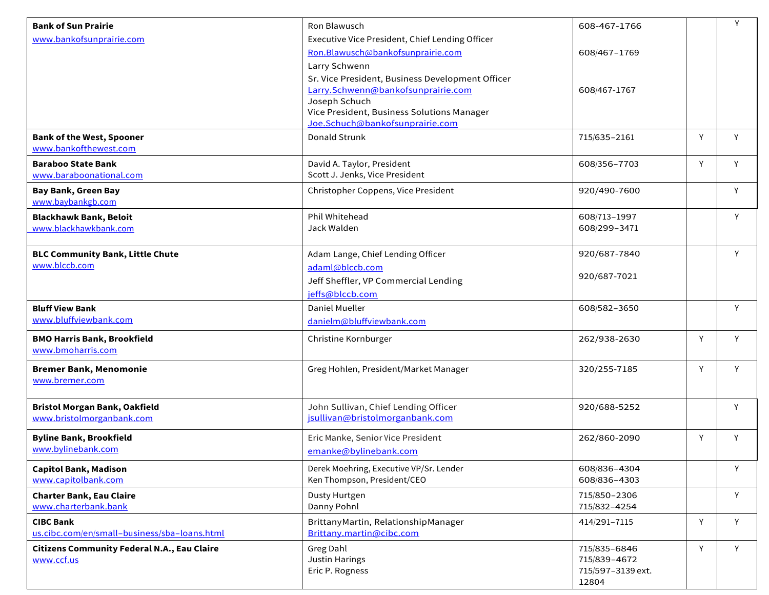| | | | | |
|---|---|---|---|---|
| **Bank of Sun Prairie**<br>www.bankofsunprairie.com | Ron Blawusch<br>Executive Vice President, Chief Lending Officer<br>Ron.Blawusch@bankofsunprairie.com<br>Larry Schwenn<br>Sr. Vice President, Business Development Officer<br>Larry.Schwenn@bankofsunprairie.com<br>Joseph Schuch<br>Vice President, Business Solutions Manager<br>Joe.Schuch@bankofsunprairie.com | 608-467-1766<br><br>608/467–1769<br><br>608/467-1767 | | Y |
| **Bank of the West, Spooner**<br>www.bankofthewest.com | Donald Strunk | 715/635–2161 | Y | Y |
| **Baraboo State Bank**<br>www.baraboonational.com | David A. Taylor, President<br>Scott J. Jenks, Vice President | 608/356–7703 | Y | Y |
| **Bay Bank, Green Bay**<br>www.baybankgb.com | Christopher Coppens, Vice President | 920/490-7600 | | Y |
| **Blackhawk Bank, Beloit**<br>www.blackhawkbank.com | Phil Whitehead<br>Jack Walden | 608/713–1997<br>608/299–3471 | | Y |
| **BLC Community Bank, Little Chute**<br>www.blccb.com | Adam Lange, Chief Lending Officer<br>adaml@blccb.com<br>Jeff Sheffler, VP Commercial Lending<br>jeffs@blccb.com | 920/687-7840<br><br>920/687-7021 | | Y |
| **Bluff View Bank**<br>www.bluffviewbank.com | Daniel Mueller<br>danielm@bluffviewbank.com | 608/582–3650 | | Y |
| **BMO Harris Bank, Brookfield**<br>www.bmoharris.com | Christine Kornburger | 262/938-2630 | Y | Y |
| **Bremer Bank, Menomonie**<br>www.bremer.com | Greg Hohlen, President/Market Manager | 320/255-7185 | Y | Y |
| **Bristol Morgan Bank, Oakfield**<br>www.bristolmorganbank.com | John Sullivan, Chief Lending Officer<br>jsullivan@bristolmorganbank.com | 920/688-5252 | | Y |
| **Byline Bank, Brookfield**<br>www.bylinebank.com | Eric Manke, Senior Vice President<br>emanke@bylinebank.com | 262/860-2090 | Y | Y |
| **Capitol Bank, Madison**<br>www.capitolbank.com | Derek Moehring, Executive VP/Sr. Lender<br>Ken Thompson, President/CEO | 608/836–4304<br>608/836–4303 | | Y |
| **Charter Bank, Eau Claire**<br>www.charterbank.bank | Dusty Hurtgen<br>Danny Pohnl | 715/850–2306<br>715/832–4254 | | Y |
| **CIBC Bank**<br>us.cibc.com/en/small-business/sba-loans.html | BrittanyMartin, RelationshipManager<br>Brittany.martin@cibc.com | 414/291–7115 | Y | Y |
| **Citizens Community Federal N.A., Eau Claire**<br>www.ccf.us | Greg Dahl<br>Justin Harings<br>Eric P. Rogness | 715/835–6846<br>715/839–4672<br>715/597–3139 ext. 12804 | Y | Y |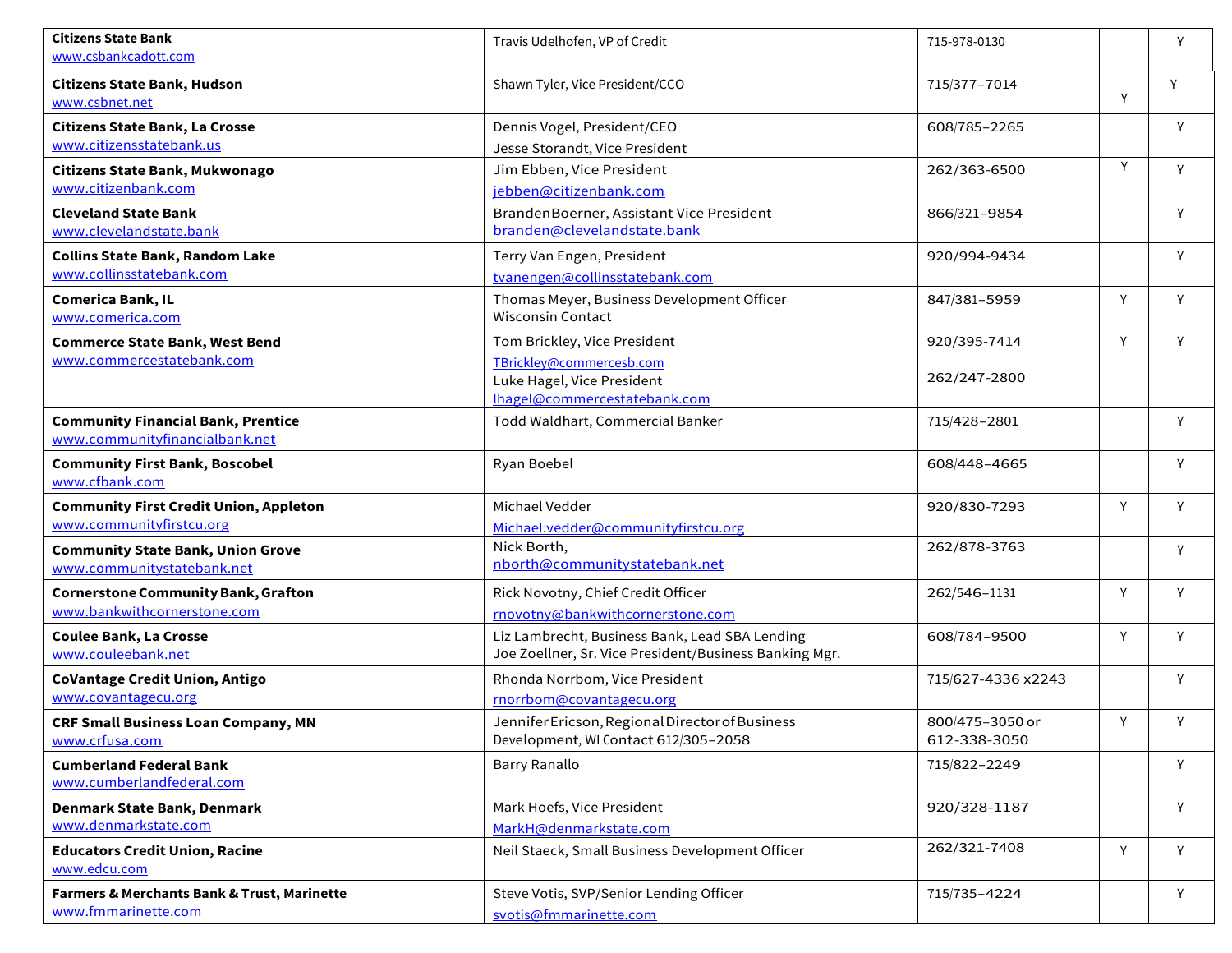| | | | | |
|---|---|---|---|---|
| **Citizens State Bank**<br>www.csbankcadott.com | Travis Udelhofen, VP of Credit | 715-978-0130 | | Y |
| **Citizens State Bank, Hudson**<br>www.csbnet.net | Shawn Tyler, Vice President/CCO | 715/377-7014 | Y | Y |
| **Citizens State Bank, La Crosse**<br>www.citizensstatebank.us | Dennis Vogel, President/CEO<br>Jesse Storandt, Vice President | 608/785-2265 | | Y |
| **Citizens State Bank, Mukwonago**<br>www.citizenbank.com | Jim Ebben, Vice President<br>jebben@citizenbank.com | 262/363-6500 | Y | Y |
| **Cleveland State Bank**<br>www.clevelandstate.bank | BrandenBoerner, Assistant Vice President<br>branden@clevelandstate.bank | 866/321-9854 | | Y |
| **Collins State Bank, Random Lake**<br>www.collinsstatebank.com | Terry Van Engen, President<br>tvanengen@collinsstatebank.com | 920/994-9434 | | Y |
| **Comerica Bank, IL**<br>www.comerica.com | Thomas Meyer, Business Development Officer<br>Wisconsin Contact | 847/381-5959 | Y | Y |
| **Commerce State Bank, West Bend**<br>www.commercestatebank.com | Tom Brickley, Vice President<br>TBrickley@commercesb.com<br>Luke Hagel, Vice President<br>lhagel@commercestatebank.com | 920/395-7414<br><br>262/247-2800 | Y | Y |
| **Community Financial Bank, Prentice**<br>www.communityfinancialbank.net | Todd Waldhart, Commercial Banker | 715/428-2801 | | Y |
| **Community First Bank, Boscobel**<br>www.cfbank.com | Ryan Boebel | 608/448-4665 | | Y |
| **Community First Credit Union, Appleton**<br>www.communityfirstcu.org | Michael Vedder<br>Michael.vedder@communityfirstcu.org | 920/830-7293 | Y | Y |
| **Community State Bank, Union Grove**<br>www.communitystatebank.net | Nick Borth,<br>nborth@communitystatebank.net | 262/878-3763 | | Y |
| **Cornerstone Community Bank, Grafton**<br>www.bankwithcornerstone.com | Rick Novotny, Chief Credit Officer<br>rnovotny@bankwithcornerstone.com | 262/546-1131 | Y | Y |
| **Coulee Bank, La Crosse**<br>www.couleebank.net | Liz Lambrecht, Business Bank, Lead SBA Lending<br>Joe Zoellner, Sr. Vice President/Business Banking Mgr. | 608/784-9500 | Y | Y |
| **CoVantage Credit Union, Antigo**<br>www.covantagecu.org | Rhonda Norrbom, Vice President<br>rnorrbom@covantagecu.org | 715/627-4336 x2243 | | Y |
| **CRF Small Business Loan Company, MN**<br>www.crfusa.com | Jennifer Ericson, Regional Director of Business Development, WI Contact 612/305-2058 | 800/475-3050 or 612-338-3050 | Y | Y |
| **Cumberland Federal Bank**<br>www.cumberlandfederal.com | Barry Ranallo | 715/822-2249 | | Y |
| **Denmark State Bank, Denmark**<br>www.denmarkstate.com | Mark Hoefs, Vice President<br>MarkH@denmarkstate.com | 920/328-1187 | | Y |
| **Educators Credit Union, Racine**<br>www.edcu.com | Neil Staeck, Small Business Development Officer | 262/321-7408 | Y | Y |
| **Farmers & Merchants Bank & Trust, Marinette**<br>www.fmmarinette.com | Steve Votis, SVP/Senior Lending Officer<br>svotis@fmmarinette.com | 715/735-4224 | | Y |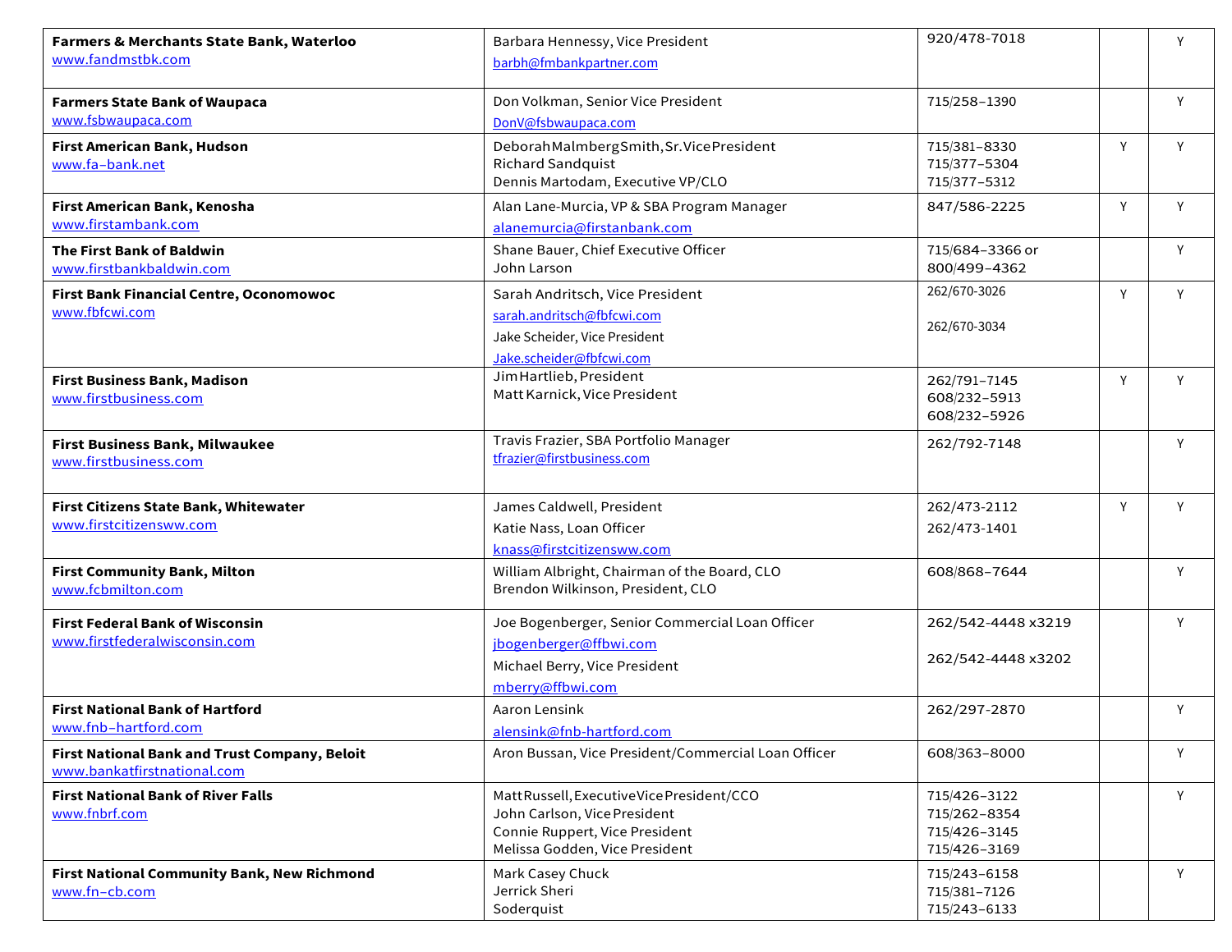| | | | | |
|---|---|---|---|---|
| **Farmers & Merchants State Bank, Waterloo**<br>www.fandmstbk.com | Barbara Hennessy, Vice President<br>barbh@fmbankpartner.com | 920/478-7018 | | Y |
| **Farmers State Bank of Waupaca**<br>www.fsbwaupaca.com | Don Volkman, Senior Vice President<br>DonV@fsbwaupaca.com | 715/258–1390 | | Y |
| **First American Bank, Hudson**<br>www.fa–bank.net | DeborahMalmbergSmith,Sr.VicePresident<br>Richard Sandquist<br>Dennis Martodam, Executive VP/CLO | 715/381–8330<br>715/377–5304<br>715/377–5312 | Y | Y |
| **First American Bank, Kenosha**<br>www.firstambank.com | Alan Lane-Murcia, VP & SBA Program Manager<br>alanemurcia@firstanbank.com | 847/586-2225 | Y | Y |
| **The First Bank of Baldwin**<br>www.firstbankbaldwin.com | Shane Bauer, Chief Executive Officer<br>John Larson | 715/684–3366 or<br>800/499–4362 | | Y |
| **First Bank Financial Centre, Oconomowoc**<br>www.fbfcwi.com | Sarah Andritsch, Vice President<br>sarah.andritsch@fbfcwi.com<br>Jake Scheider, Vice President<br>Jake.scheider@fbfcwi.com | 262/670-3026<br><br>262/670-3034 | Y | Y |
| **First Business Bank, Madison**<br>www.firstbusiness.com | JimHartlieb, President<br>Matt Karnick, Vice President | 262/791–7145<br>608/232–5913<br>608/232–5926 | Y | Y |
| **First Business Bank, Milwaukee**<br>www.firstbusiness.com | Travis Frazier, SBA Portfolio Manager<br>tfrazier@firstbusiness.com | 262/792-7148 | | Y |
| **First Citizens State Bank, Whitewater**<br>www.firstcitizensww.com | James Caldwell, President<br>Katie Nass, Loan Officer<br>knass@firstcitizensww.com | 262/473-2112<br>262/473-1401 | Y | Y |
| **First Community Bank, Milton**<br>www.fcbmilton.com | William Albright, Chairman of the Board, CLO<br>Brendon Wilkinson, President, CLO | 608/868–7644 | | Y |
| **First Federal Bank of Wisconsin**<br>www.firstfederalwisconsin.com | Joe Bogenberger, Senior Commercial Loan Officer<br>jbogenberger@ffbwi.com<br>Michael Berry, Vice President<br>mberry@ffbwi.com | 262/542-4448 x3219<br><br>262/542-4448 x3202 | | Y |
| **First National Bank of Hartford**<br>www.fnb–hartford.com | Aaron Lensink<br>alensink@fnb-hartford.com | 262/297-2870 | | Y |
| **First National Bank and Trust Company, Beloit**<br>www.bankatfirstnational.com | Aron Bussan, Vice President/Commercial Loan Officer | 608/363–8000 | | Y |
| **First National Bank of River Falls**<br>www.fnbrf.com | MattRussell,ExecutiveVicePresident/CCO<br>John Carlson, Vice President<br>Connie Ruppert, Vice President<br>Melissa Godden, Vice President | 715/426–3122<br>715/262–8354<br>715/426–3145<br>715/426–3169 | | Y |
| **First National Community Bank, New Richmond**<br>www.fn–cb.com | Mark Casey Chuck<br>Jerrick Sheri<br>Soderquist | 715/243–6158<br>715/381–7126<br>715/243–6133 | | Y |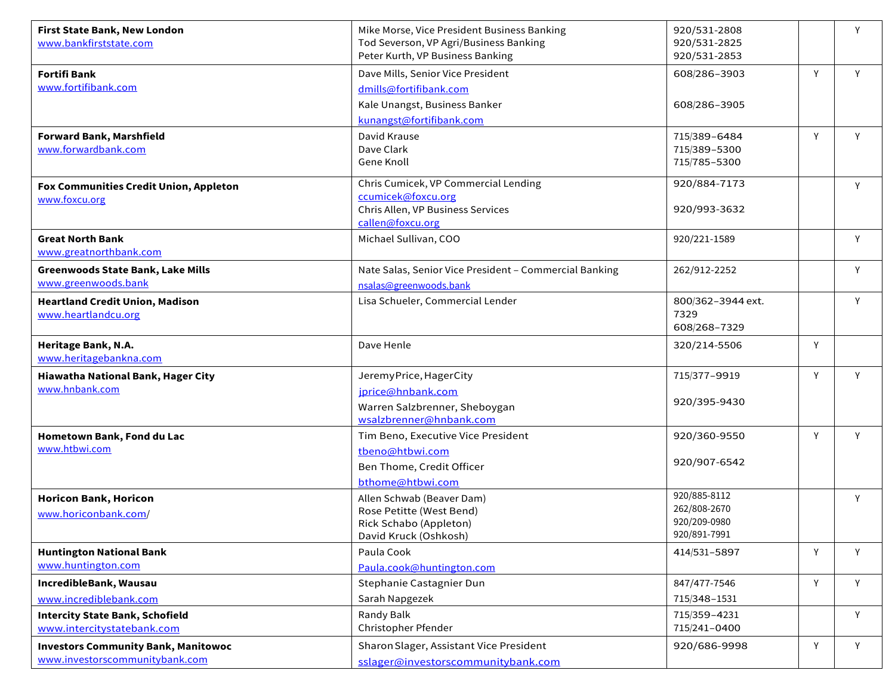| | | | | |
|---|---|---|---|---|
| **First State Bank, New London**<br>www.bankfirststate.com | Mike Morse, Vice President Business Banking<br>Tod Severson, VP Agri/Business Banking<br>Peter Kurth, VP Business Banking | 920/531-2808<br>920/531-2825<br>920/531-2853 | | Y |
| **Fortifi Bank**<br>www.fortifibank.com | Dave Mills, Senior Vice President<br>dmills@fortifibank.com<br>Kale Unangst, Business Banker<br>kunangst@fortifibank.com | 608/286–3903<br><br>608/286–3905 | Y | Y |
| **Forward Bank, Marshfield**<br>www.forwardbank.com | David Krause<br>Dave Clark<br>Gene Knoll | 715/389–6484<br>715/389–5300<br>715/785–5300 | Y | Y |
| **Fox Communities Credit Union, Appleton**<br>www.foxcu.org | Chris Cumicek, VP Commercial Lending<br>ccumicek@foxcu.org<br>Chris Allen, VP Business Services<br>callen@foxcu.org | 920/884-7173<br><br>920/993-3632 | | Y |
| **Great North Bank**<br>www.greatnorthbank.com | Michael Sullivan, COO | 920/221-1589 | | Y |
| **Greenwoods State Bank, Lake Mills**<br>www.greenwoods.bank | Nate Salas, Senior Vice President – Commercial Banking<br>nsalas@greenwoods.bank | 262/912-2252 | | Y |
| **Heartland Credit Union, Madison**<br>www.heartlandcu.org | Lisa Schueler, Commercial Lender | 800/362–3944 ext. 7329<br>608/268–7329 | | Y |
| **Heritage Bank, N.A.**<br>www.heritagebankna.com | Dave Henle | 320/214-5506 | Y | |
| **Hiawatha National Bank, Hager City**<br>www.hnbank.com | Jeremy Price, Hager City<br>jprice@hnbank.com<br>Warren Salzbrenner, Sheboygan<br>wsalzbrenner@hnbank.com | 715/377–9919<br><br>920/395-9430 | Y | Y |
| **Hometown Bank, Fond du Lac**<br>www.htbwi.com | Tim Beno, Executive Vice President<br>tbeno@htbwi.com<br>Ben Thome, Credit Officer<br>bthome@htbwi.com | 920/360-9550<br><br>920/907-6542 | Y | Y |
| **Horicon Bank, Horicon**<br>www.horiconbank.com/ | Allen Schwab (Beaver Dam)<br>Rose Petitte (West Bend)<br>Rick Schabo (Appleton)<br>David Kruck (Oshkosh) | 920/885-8112<br>262/808-2670<br>920/209-0980<br>920/891-7991 | | Y |
| **Huntington National Bank**<br>www.huntington.com | Paula Cook<br>Paula.cook@huntington.com | 414/531–5897 | Y | Y |
| **IncredibleBank, Wausau**<br>www.incrediblebank.com | Stephanie Castagnier Dun<br>Sarah Napgezek | 847/477-7546<br>715/348–1531 | Y | Y |
| **Intercity State Bank, Schofield**<br>www.intercitystatebank.com | Randy Balk<br>Christopher Pfender | 715/359–4231<br>715/241–0400 | | Y |
| **Investors Community Bank, Manitowoc**<br>www.investorscommunitybank.com | Sharon Slager, Assistant Vice President<br>sslager@investorscommunitybank.com | 920/686-9998 | Y | Y |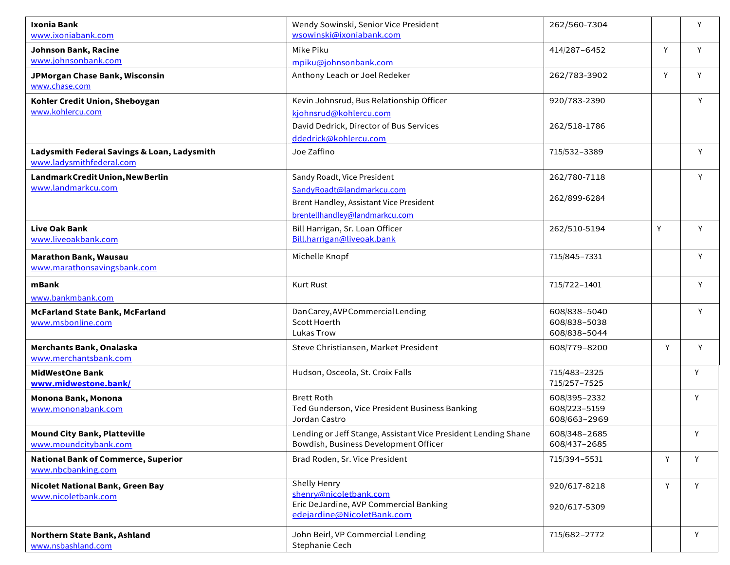| | | | | |
|---|---|---|---|---|
| **Ixonia Bank**<br>www.ixoniabank.com | Wendy Sowinski, Senior Vice President<br>wsowinski@ixoniabank.com | 262/560-7304 | | Y |
| **Johnson Bank, Racine**<br>www.johnsonbank.com | Mike Piku<br>mpiku@johnsonbank.com | 414/287-6452 | Y | Y |
| **JPMorgan Chase Bank, Wisconsin**<br>www.chase.com | Anthony Leach or Joel Redeker | 262/783-3902 | Y | Y |
| **Kohler Credit Union, Sheboygan**<br>www.kohlercu.com | Kevin Johnsrud, Bus Relationship Officer<br>kjohnsrud@kohlercu.com<br>David Dedrick, Director of Bus Services<br>ddedrick@kohlercu.com | 920/783-2390<br><br>262/518-1786 | | Y |
| **Ladysmith Federal Savings & Loan, Ladysmith**<br>www.ladysmithfederal.com | Joe Zaffino | 715/532–3389 | | Y |
| **Landmark Credit Union, New Berlin**<br>www.landmarkcu.com | Sandy Roadt, Vice President<br>SandyRoadt@landmarkcu.com<br>Brent Handley, Assistant Vice President<br>brentellhandley@landmarkcu.com | 262/780-7118<br><br>262/899-6284 | | Y |
| **Live Oak Bank**<br>www.liveoakbank.com | Bill Harrigan, Sr. Loan Officer<br>Bill.harrigan@liveoak.bank | 262/510-5194 | Y | Y |
| **Marathon Bank, Wausau**<br>www.marathonsavingsbank.com | Michelle Knopf | 715/845–7331 | | Y |
| **mBank**<br>www.bankmbank.com | Kurt Rust | 715/722–1401 | | Y |
| **McFarland State Bank, McFarland**<br>www.msbonline.com | Dan Carey, AVP Commercial Lending<br>Scott Hoerth<br>Lukas Trow | 608/838–5040<br>608/838–5038<br>608/838–5044 | | Y |
| **Merchants Bank, Onalaska**<br>www.merchantsbank.com | Steve Christiansen, Market President | 608/779–8200 | Y | Y |
| **MidWestOne Bank**<br>**www.midwestone.bank/** | Hudson, Osceola, St. Croix Falls | 715/483–2325<br>715/257–7525 | | Y |
| **Monona Bank, Monona**<br>www.mononabank.com | Brett Roth<br>Ted Gunderson, Vice President Business Banking<br>Jordan Castro | 608/395–2332<br>608/223–5159<br>608/663–2969 | | Y |
| **Mound City Bank, Platteville**<br>www.moundcitybank.com | Lending or Jeff Stange, Assistant Vice President Lending Shane Bowdish, Business Development Officer | 608/348–2685<br>608/437–2685 | | Y |
| **National Bank of Commerce, Superior**<br>www.nbcbanking.com | Brad Roden, Sr. Vice President | 715/394–5531 | Y | Y |
| **Nicolet National Bank, Green Bay**<br>www.nicoletbank.com | Shelly Henry<br>shenry@nicoletbank.com<br>Eric DeJardine, AVP Commercial Banking<br>edejardine@NicoletBank.com | 920/617-8218<br><br>920/617-5309 | Y | Y |
| **Northern State Bank, Ashland**<br>www.nsbashland.com | John Beirl, VP Commercial Lending<br>Stephanie Cech | 715/682–2772 | | Y |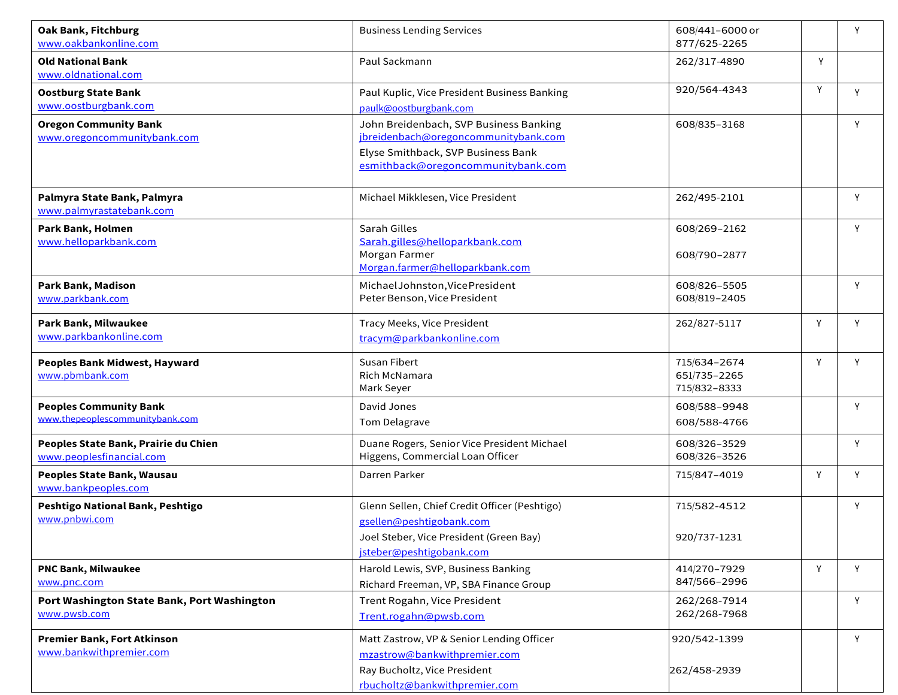| | | | | |
|---|---|---|---|---|
| **Oak Bank, Fitchburg**<br>www.oakbankonline.com | Business Lending Services | 608/441–6000 or 877/625-2265 | | Y |
| **Old National Bank**<br>www.oldnational.com | Paul Sackmann | 262/317-4890 | Y | |
| **Oostburg State Bank**<br>www.oostburgbank.com | Paul Kuplic, Vice President Business Banking<br>paulk@oostburgbank.com | 920/564-4343 | Y | Y |
| **Oregon Community Bank**<br>www.oregoncommunitybank.com | John Breidenbach, SVP Business Banking<br>jbreidenbach@oregoncommunitybank.com<br>Elyse Smithback, SVP Business Bank<br>esmithback@oregoncommunitybank.com | 608/835–3168 | | Y |
| **Palmyra State Bank, Palmyra**<br>www.palmyrastatebank.com | Michael Mikklesen, Vice President | 262/495-2101 | | Y |
| **Park Bank, Holmen**<br>www.helloparkbank.com | Sarah Gilles<br>Sarah.gilles@helloparkbank.com<br>Morgan Farmer<br>Morgan.farmer@helloparkbank.com | 608/269–2162<br><br>608/790–2877 | | Y |
| **Park Bank, Madison**<br>www.parkbank.com | Michael Johnston, Vice President<br>Peter Benson, Vice President | 608/826–5505<br>608/819–2405 | | Y |
| **Park Bank, Milwaukee**<br>www.parkbankonline.com | Tracy Meeks, Vice President<br>tracym@parkbankonline.com | 262/827-5117 | Y | Y |
| **Peoples Bank Midwest, Hayward**<br>www.pbmbank.com | Susan Fibert<br>Rich McNamara<br>Mark Seyer | 715/634–2674<br>651/735–2265<br>715/832–8333 | Y | Y |
| **Peoples Community Bank**<br>www.thepeoplescommunitybank.com | David Jones<br>Tom Delagrave | 608/588–9948<br>608/588-4766 | | Y |
| **Peoples State Bank, Prairie du Chien**<br>www.peoplesfinancial.com | Duane Rogers, Senior Vice President Michael Higgens, Commercial Loan Officer | 608/326–3529<br>608/326–3526 | | Y |
| **Peoples State Bank, Wausau**<br>www.bankpeoples.com | Darren Parker | 715/847–4019 | Y | Y |
| **Peshtigo National Bank, Peshtigo**<br>www.pnbwi.com | Glenn Sellen, Chief Credit Officer (Peshtigo)<br>gsellen@peshtigobank.com<br>Joel Steber, Vice President (Green Bay)<br>jsteber@peshtigobank.com | 715/582-4512<br><br>920/737-1231 | | Y |
| **PNC Bank, Milwaukee**<br>www.pnc.com | Harold Lewis, SVP, Business Banking<br>Richard Freeman, VP, SBA Finance Group | 414/270–7929<br>847/566–2996 | Y | Y |
| **Port Washington State Bank, Port Washington**<br>www.pwsb.com | Trent Rogahn, Vice President<br>Trent.rogahn@pwsb.com | 262/268-7914<br>262/268-7968 | | Y |
| **Premier Bank, Fort Atkinson**<br>www.bankwithpremier.com | Matt Zastrow, VP & Senior Lending Officer<br>mzastrow@bankwithpremier.com<br>Ray Bucholtz, Vice President<br>rbucholtz@bankwithpremier.com | 920/542-1399<br><br>262/458-2939 | | Y |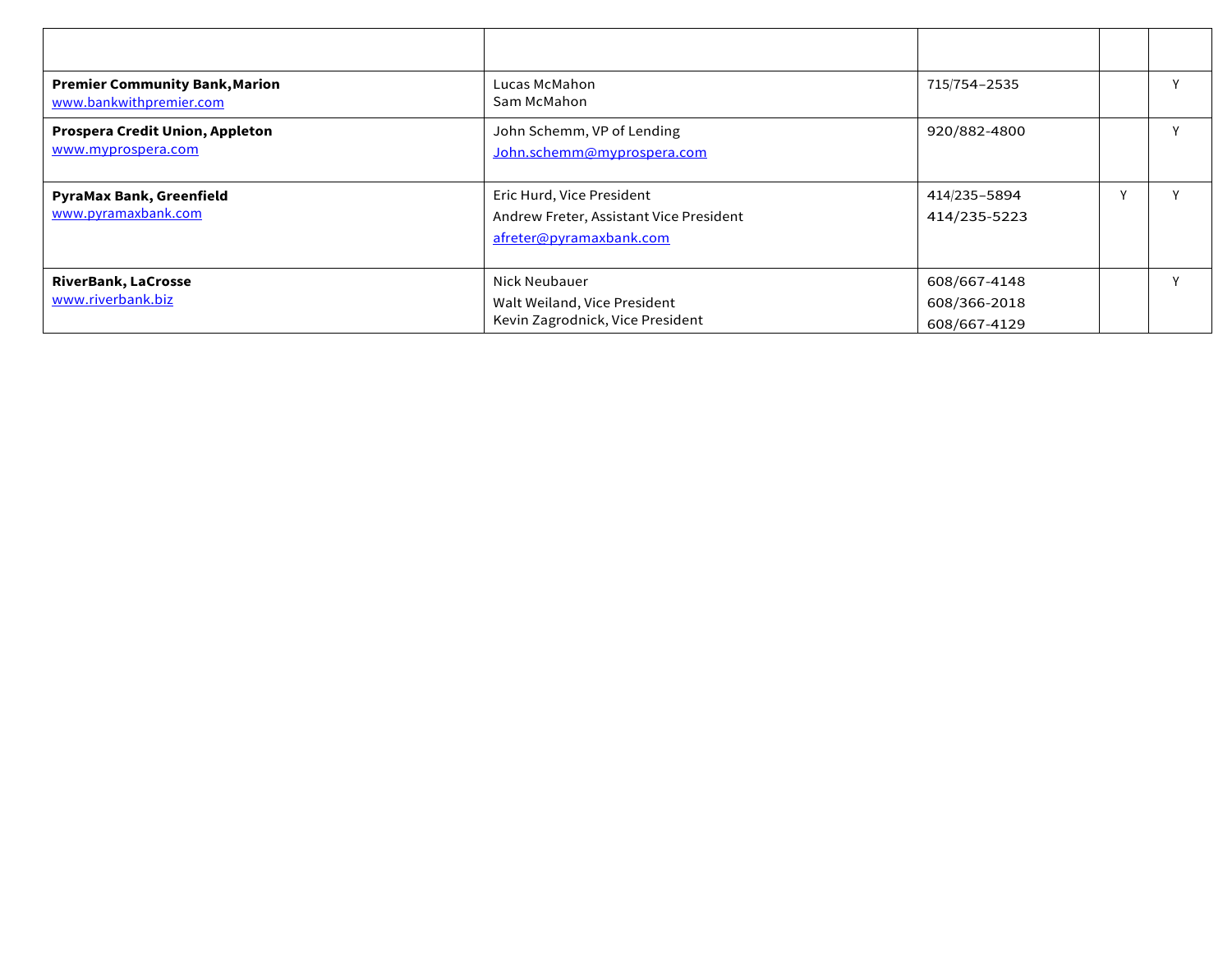| | | | | |
|---|---|---|---|---|
| **Premier Community Bank,Marion**<br>www.bankwithpremier.com | Lucas McMahon<br>Sam McMahon | 715/754–2535 | | Y |
| **Prospera Credit Union, Appleton**<br>www.myprospera.com | John Schemm, VP of Lending<br>John.schemm@myprospera.com | 920/882-4800 | | Y |
| **PyraMax Bank, Greenfield**<br>www.pyramaxbank.com | Eric Hurd, Vice President<br>Andrew Freter, Assistant Vice President<br>afreter@pyramaxbank.com | 414/235–5894<br>414/235-5223 | Y | Y |
| **RiverBank, LaCrosse**<br>www.riverbank.biz | Nick Neubauer<br>Walt Weiland, Vice President<br>Kevin Zagrodnick, Vice President | 608/667-4148<br>608/366-2018<br>608/667-4129 | | Y |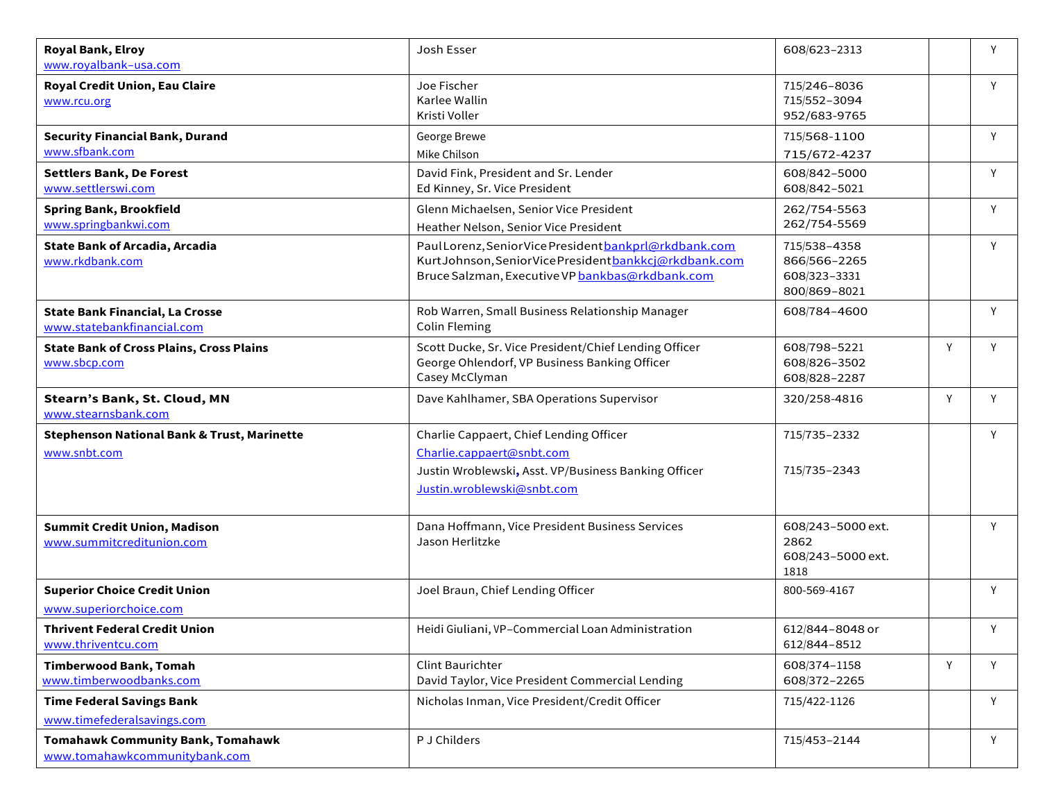| | | | | |
|---|---|---|---|---|
| **Royal Bank, Elroy**<br>www.royalbank-usa.com | Josh Esser | 608/623-2313 | | Y |
| **Royal Credit Union, Eau Claire**<br>www.rcu.org | Joe Fischer<br>Karlee Wallin<br>Kristi Voller | 715/246-8036<br>715/552-3094<br>952/683-9765 | | Y |
| **Security Financial Bank, Durand**<br>www.sfbank.com | George Brewe<br>Mike Chilson | 715/568-1100<br>715/672-4237 | | Y |
| **Settlers Bank, De Forest**<br>www.settlerswi.com | David Fink, President and Sr. Lender<br>Ed Kinney, Sr. Vice President | 608/842-5000<br>608/842-5021 | | Y |
| **Spring Bank, Brookfield**<br>www.springbankwi.com | Glenn Michaelsen, Senior Vice President<br>Heather Nelson, Senior Vice President | 262/754-5563<br>262/754-5569 | | Y |
| **State Bank of Arcadia, Arcadia**<br>www.rkdbank.com | Paul Lorenz, Senior Vice President bankprl@rkdbank.com<br>Kurt Johnson, Senior Vice President bankkcj@rkdbank.com<br>Bruce Salzman, Executive VP bankbas@rkdbank.com | 715/538-4358<br>866/566-2265<br>608/323-3331<br>800/869-8021 | | Y |
| **State Bank Financial, La Crosse**<br>www.statebankfinancial.com | Rob Warren, Small Business Relationship Manager<br>Colin Fleming | 608/784-4600 | | Y |
| **State Bank of Cross Plains, Cross Plains**<br>www.sbcp.com | Scott Ducke, Sr. Vice President/Chief Lending Officer<br>George Ohlendorf, VP Business Banking Officer<br>Casey McClyman | 608/798-5221<br>608/826-3502<br>608/828-2287 | Y | Y |
| **Stearn's Bank, St. Cloud, MN**<br>www.stearnsbank.com | Dave Kahlhamer, SBA Operations Supervisor | 320/258-4816 | Y | Y |
| **Stephenson National Bank & Trust, Marinette**<br>www.snbt.com | Charlie Cappaert, Chief Lending Officer<br>Charlie.cappaert@snbt.com<br>Justin Wroblewski, Asst. VP/Business Banking Officer<br>Justin.wroblewski@snbt.com | 715/735-2332<br><br>715/735-2343 | | Y |
| **Summit Credit Union, Madison**<br>www.summitcreditunion.com | Dana Hoffmann, Vice President Business Services<br>Jason Herlitzke | 608/243-5000 ext. 2862<br>608/243-5000 ext. 1818 | | Y |
| **Superior Choice Credit Union**<br>www.superiorchoice.com | Joel Braun, Chief Lending Officer | 800-569-4167 | | Y |
| **Thrivent Federal Credit Union**<br>www.thriventcu.com | Heidi Giuliani, VP-Commercial Loan Administration | 612/844-8048 or<br>612/844-8512 | | Y |
| **Timberwood Bank, Tomah**<br>www.timberwoodbanks.com | Clint Baurichter<br>David Taylor, Vice President Commercial Lending | 608/374-1158<br>608/372-2265 | Y | Y |
| **Time Federal Savings Bank**<br>www.timefederalsavings.com | Nicholas Inman, Vice President/Credit Officer | 715/422-1126 | | Y |
| **Tomahawk Community Bank, Tomahawk**<br>www.tomahawkcommunitybank.com | P J Childers | 715/453-2144 | | Y |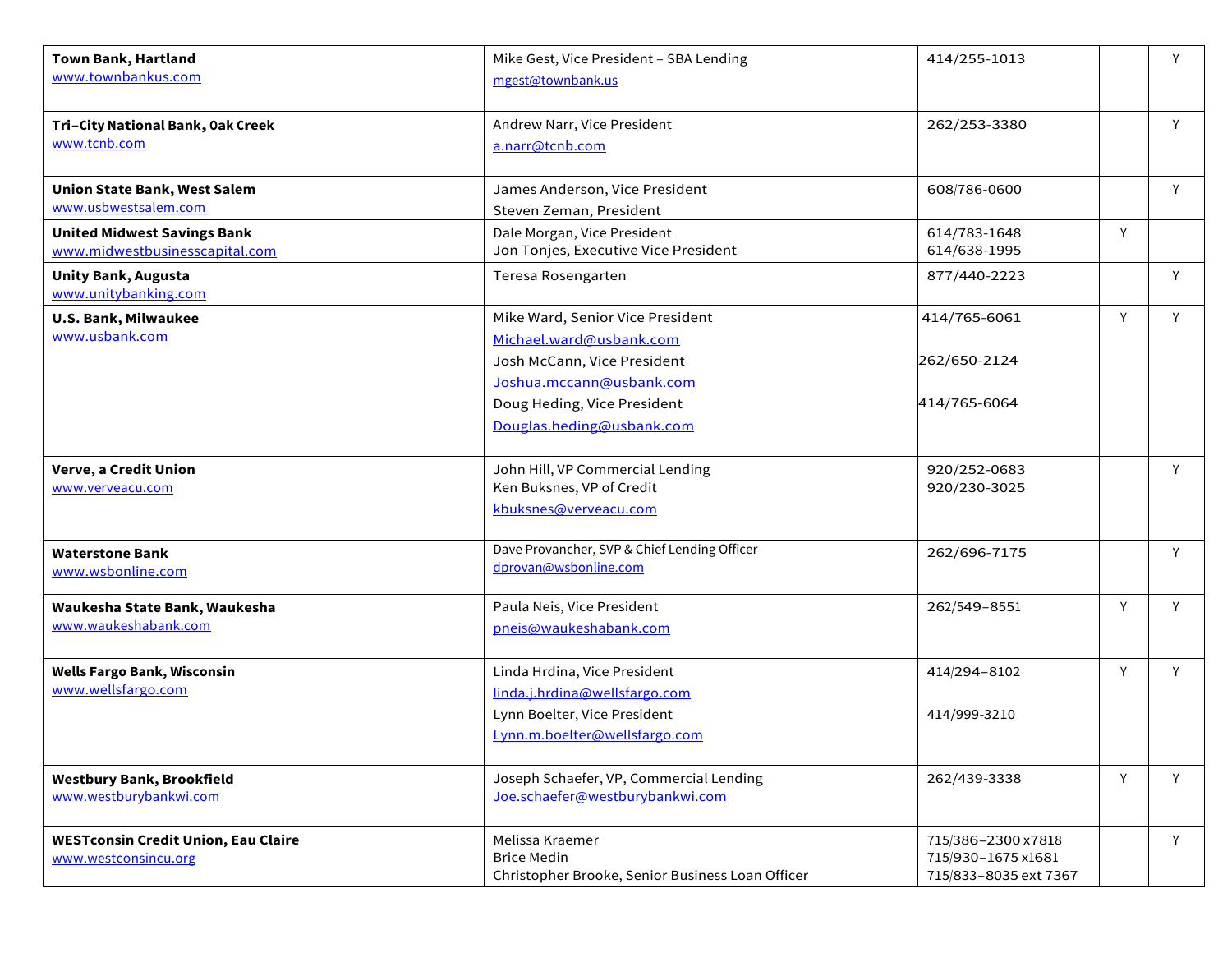| | | | | |
|---|---|---|---|---|
| **Town Bank, Hartland**<br>www.townbankus.com | Mike Gest, Vice President – SBA Lending<br>mgest@townbank.us | 414/255-1013 | | Y |
| **Tri–City National Bank, Oak Creek**<br>www.tcnb.com | Andrew Narr, Vice President<br>a.narr@tcnb.com | 262/253-3380 | | Y |
| **Union State Bank, West Salem**<br>www.usbwestsalem.com | James Anderson, Vice President<br>Steven Zeman, President | 608/786-0600 | | Y |
| **United Midwest Savings Bank**<br>www.midwestbusinesscapital.com | Dale Morgan, Vice President<br>Jon Tonjes, Executive Vice President | 614/783-1648<br>614/638-1995 | Y | |
| **Unity Bank, Augusta**<br>www.unitybanking.com | Teresa Rosengarten | 877/440-2223 | | Y |
| **U.S. Bank, Milwaukee**<br>www.usbank.com | Mike Ward, Senior Vice President<br>Michael.ward@usbank.com<br>Josh McCann, Vice President<br>Joshua.mccann@usbank.com<br>Doug Heding, Vice President<br>Douglas.heding@usbank.com | 414/765-6061<br><br>262/650-2124<br><br>414/765-6064 | Y | Y |
| **Verve, a Credit Union**<br>www.verveacu.com | John Hill, VP Commercial Lending<br>Ken Buksnes, VP of Credit<br>kbuksnes@verveacu.com | 920/252-0683<br>920/230-3025 | | Y |
| **Waterstone Bank**<br>www.wsbonline.com | Dave Provancher, SVP & Chief Lending Officer<br>dprovan@wsbonline.com | 262/696-7175 | | Y |
| **Waukesha State Bank, Waukesha**<br>www.waukeshabank.com | Paula Neis, Vice President<br>pneis@waukeshabank.com | 262/549–8551 | Y | Y |
| **Wells Fargo Bank, Wisconsin**<br>www.wellsfargo.com | Linda Hrdina, Vice President<br>linda.j.hrdina@wellsfargo.com<br>Lynn Boelter, Vice President<br>Lynn.m.boelter@wellsfargo.com | 414/294–8102<br><br>414/999-3210 | Y | Y |
| **Westbury Bank, Brookfield**<br>www.westburybankwi.com | Joseph Schaefer, VP, Commercial Lending<br>Joe.schaefer@westburybankwi.com | 262/439-3338 | Y | Y |
| **WESTconsin Credit Union, Eau Claire**<br>www.westconsincu.org | Melissa Kraemer<br>Brice Medin<br>Christopher Brooke, Senior Business Loan Officer | 715/386–2300 x7818<br>715/930–1675 x1681<br>715/833–8035 ext 7367 | | Y |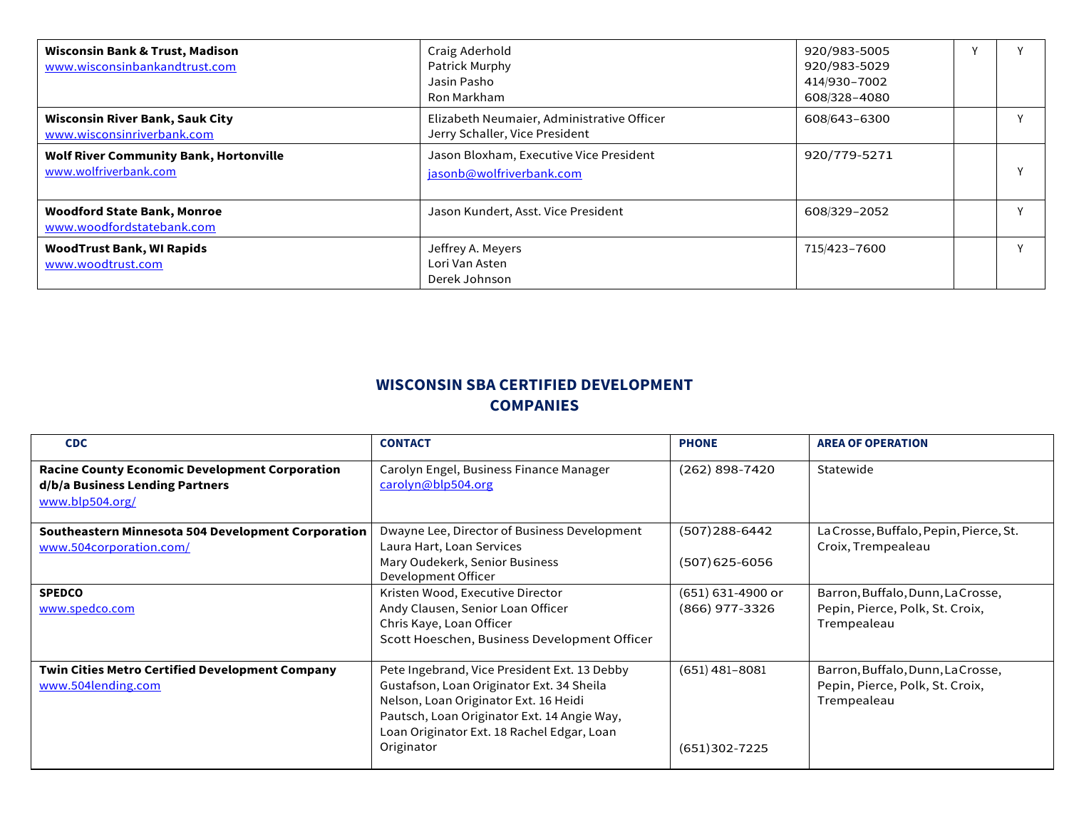| | | | | |
|---|---|---|---|---|
| **Wisconsin Bank & Trust, Madison**<br>www.wisconsinbankandtrust.com | Craig Aderhold<br>Patrick Murphy<br>Jasin Pasho<br>Ron Markham | 920/983-5005<br>920/983-5029<br>414/930–7002<br>608/328–4080 | Y | Y |
| **Wisconsin River Bank, Sauk City**<br>www.wisconsinriverbank.com | Elizabeth Neumaier, Administrative Officer<br>Jerry Schaller, Vice President | 608/643–6300 | | Y |
| **Wolf River Community Bank, Hortonville**<br>www.wolfriverbank.com | Jason Bloxham, Executive Vice President<br>jasonb@wolfriverbank.com | 920/779-5271 | | Y |
| **Woodford State Bank, Monroe**<br>www.woodfordstatebank.com | Jason Kundert, Asst. Vice President | 608/329–2052 | | Y |
| **WoodTrust Bank, WI Rapids**<br>www.woodtrust.com | Jeffrey A. Meyers<br>Lori Van Asten<br>Derek Johnson | 715/423–7600 | | Y |

## WISCONSIN SBA CERTIFIED DEVELOPMENT COMPANIES

| CDC | CONTACT | PHONE | AREA OF OPERATION |
|---|---|---|---|
| **Racine County Economic Development Corporation d/b/a Business Lending Partners**<br>www.blp504.org/ | Carolyn Engel, Business Finance Manager<br>carolyn@blp504.org | (262) 898-7420 | Statewide |
| **Southeastern Minnesota 504 Development Corporation**<br>www.504corporation.com/ | Dwayne Lee, Director of Business Development<br>Laura Hart, Loan Services<br>Mary Oudekerk, Senior Business Development Officer | (507) 288-6442<br><br>(507) 625-6056 | La Crosse, Buffalo, Pepin, Pierce, St. Croix, Trempealeau |
| **SPEDCO**<br>www.spedco.com | Kristen Wood, Executive Director<br>Andy Clausen, Senior Loan Officer<br>Chris Kaye, Loan Officer<br>Scott Hoeschen, Business Development Officer | (651) 631-4900 or<br>(866) 977-3326 | Barron, Buffalo, Dunn, La Crosse, Pepin, Pierce, Polk, St. Croix, Trempealeau |
| **Twin Cities Metro Certified Development Company**<br>www.504lending.com | Pete Ingebrand, Vice President Ext. 13 Debby Gustafson, Loan Originator Ext. 34 Sheila Nelson, Loan Originator Ext. 16 Heidi Pautsch, Loan Originator Ext. 14 Angie Way, Loan Originator Ext. 18 Rachel Edgar, Loan Originator | (651) 481–8081<br><br>(651) 302-7225 | Barron, Buffalo, Dunn, La Crosse, Pepin, Pierce, Polk, St. Croix, Trempealeau |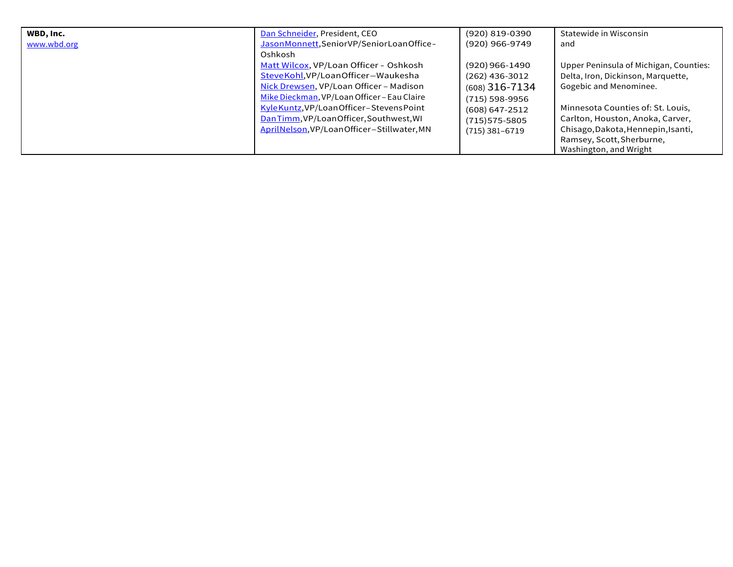| | | | |
|---|---|---|---|
| **WBD, Inc.**<br>www.wbd.org | Dan Schneider, President, CEO<br>JasonMonnett,SeniorVP/SeniorLoanOffice–Oshkosh<br>Matt Wilcox, VP/Loan Officer – Oshkosh<br>SteveKohl,VP/LoanOfficer—Waukesha<br>Nick Drewsen, VP/Loan Officer – Madison<br>Mike Dieckman, VP/Loan Officer – Eau Claire<br>KyleKuntz,VP/LoanOfficer–StevensPoint<br>DanTimm,VP/LoanOfficer,Southwest,WI<br>AprilNelson,VP/LoanOfficer–Stillwater,MN | (920) 819-0390<br>(920) 966-9749<br><br>(920) 966-1490<br>(262) 436-3012<br>(608) 316-7134<br>(715) 598-9956<br>(608) 647-2512<br>(715)575-5805<br>(715) 381–6719 | Statewide in Wisconsin<br>and<br><br>Upper Peninsula of Michigan, Counties: Delta, Iron, Dickinson, Marquette, Gogebic and Menominee.<br><br>Minnesota Counties of: St. Louis, Carlton, Houston, Anoka, Carver, Chisago,Dakota,Hennepin,Isanti, Ramsey, Scott, Sherburne, Washington, and Wright |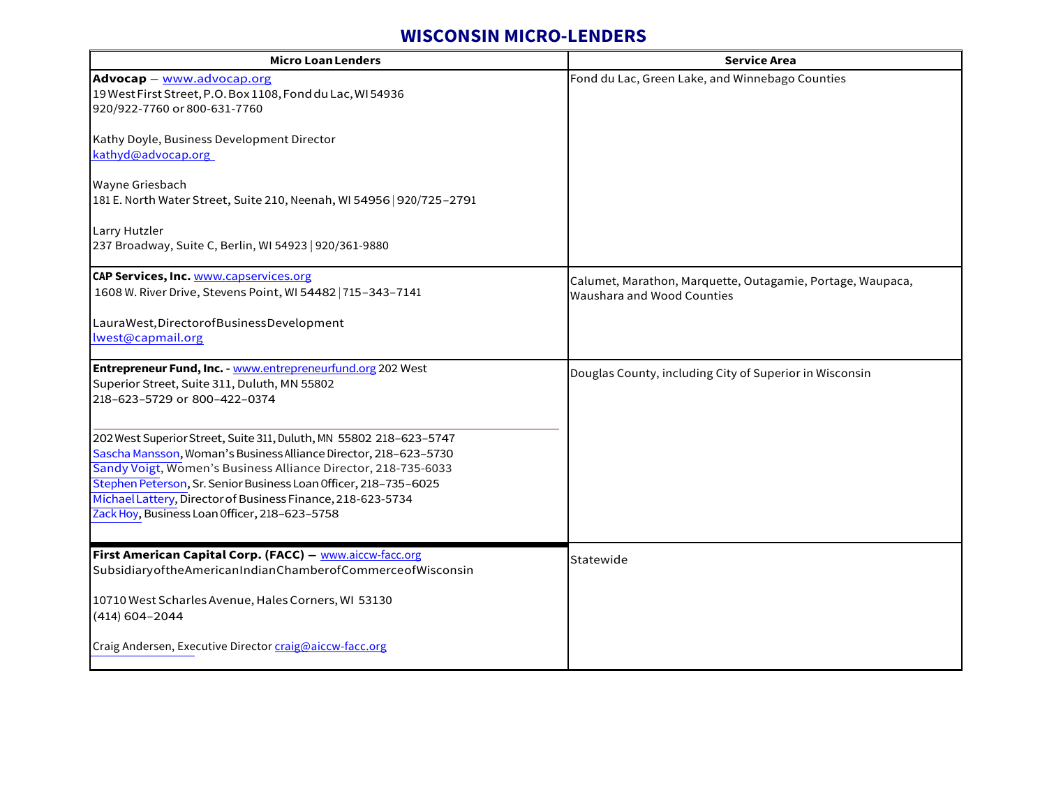# WISCONSIN MICRO-LENDERS

| Micro Loan Lenders | Service Area |
|---|---|
| **Advocap** – www.advocap.org<br>19 West First Street, P.O. Box 1108, Fond du Lac, WI 54936<br>920/922-7760 or 800-631-7760<br><br>Kathy Doyle, Business Development Director<br>kathyd@advocap.org<br><br>Wayne Griesbach<br>181 E. North Water Street, Suite 210, Neenah, WI 54956 \| 920/725-2791<br><br>Larry Hutzler<br>237 Broadway, Suite C, Berlin, WI 54923 \| 920/361-9880 | Fond du Lac, Green Lake, and Winnebago Counties |
| **CAP Services, Inc.** www.capservices.org<br>1608 W. River Drive, Stevens Point, WI 54482 \| 715-343-7141<br><br>LauraWest,DirectorofBusinessDevelopment<br>lwest@capmail.org | Calumet, Marathon, Marquette, Outagamie, Portage, Waupaca, Waushara and Wood Counties |
| **Entrepreneur Fund, Inc. -** www.entrepreneurfund.org 202 West Superior Street, Suite 311, Duluth, MN 55802<br>218-623-5729 or 800-422-0374<br><br>202 West Superior Street, Suite 311, Duluth, MN 55802 218-623-5747<br>Sascha Mansson, Woman's Business Alliance Director, 218-623-5730<br>Sandy Voigt, Women's Business Alliance Director, 218-735-6033<br>Stephen Peterson, Sr. Senior Business Loan Officer, 218-735-6025<br>Michael Lattery, Director of Business Finance, 218-623-5734<br>Zack Hoy, Business Loan Officer, 218-623-5758 | Douglas County, including City of Superior in Wisconsin |
| **First American Capital Corp. (FACC)** – www.aiccw-facc.org<br>SubsidiaryoftheAmericanIndianChamberofCommerceofWisconsin<br><br>10710 West Scharles Avenue, Hales Corners, WI 53130<br>(414) 604-2044<br><br>Craig Andersen, Executive Director craig@aiccw-facc.org | Statewide |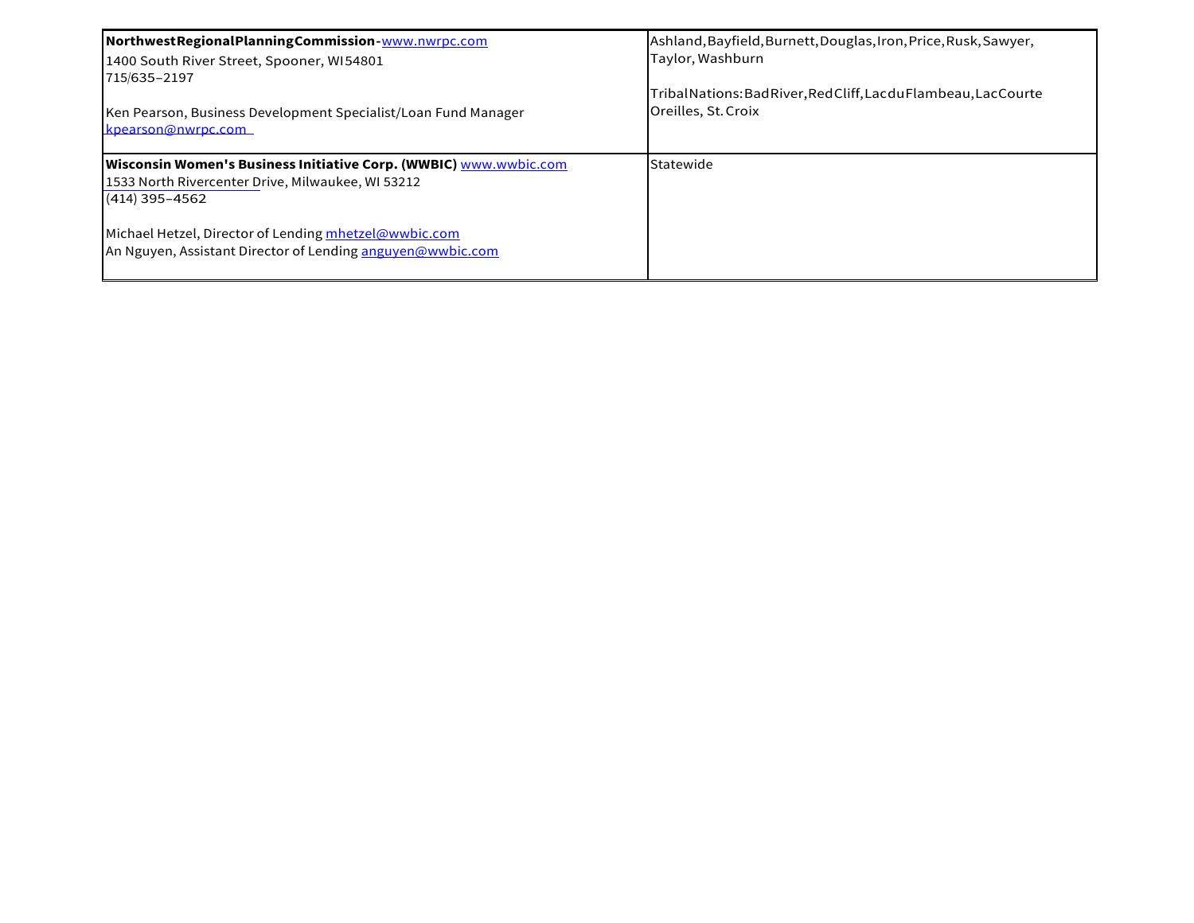| | |
|---|---|
| **NorthwestRegionalPlanningCommission**-www.nwrpc.com<br>1400 South River Street, Spooner, WI54801<br>715/635–2197<br><br>Ken Pearson, Business Development Specialist/Loan Fund Manager<br>kpearson@nwrpc.com | Ashland,Bayfield,Burnett,Douglas,Iron,Price,Rusk,Sawyer, Taylor, Washburn<br><br>TribalNations:BadRiver,RedCliff,LacduFlambeau,LacCourte Oreilles, St. Croix |
| **Wisconsin Women's Business Initiative Corp. (WWBIC)** www.wwbic.com<br>1533 North Rivercenter Drive, Milwaukee, WI 53212<br>(414) 395–4562<br><br>Michael Hetzel, Director of Lending mhetzel@wwbic.com<br>An Nguyen, Assistant Director of Lending anguyen@wwbic.com | Statewide |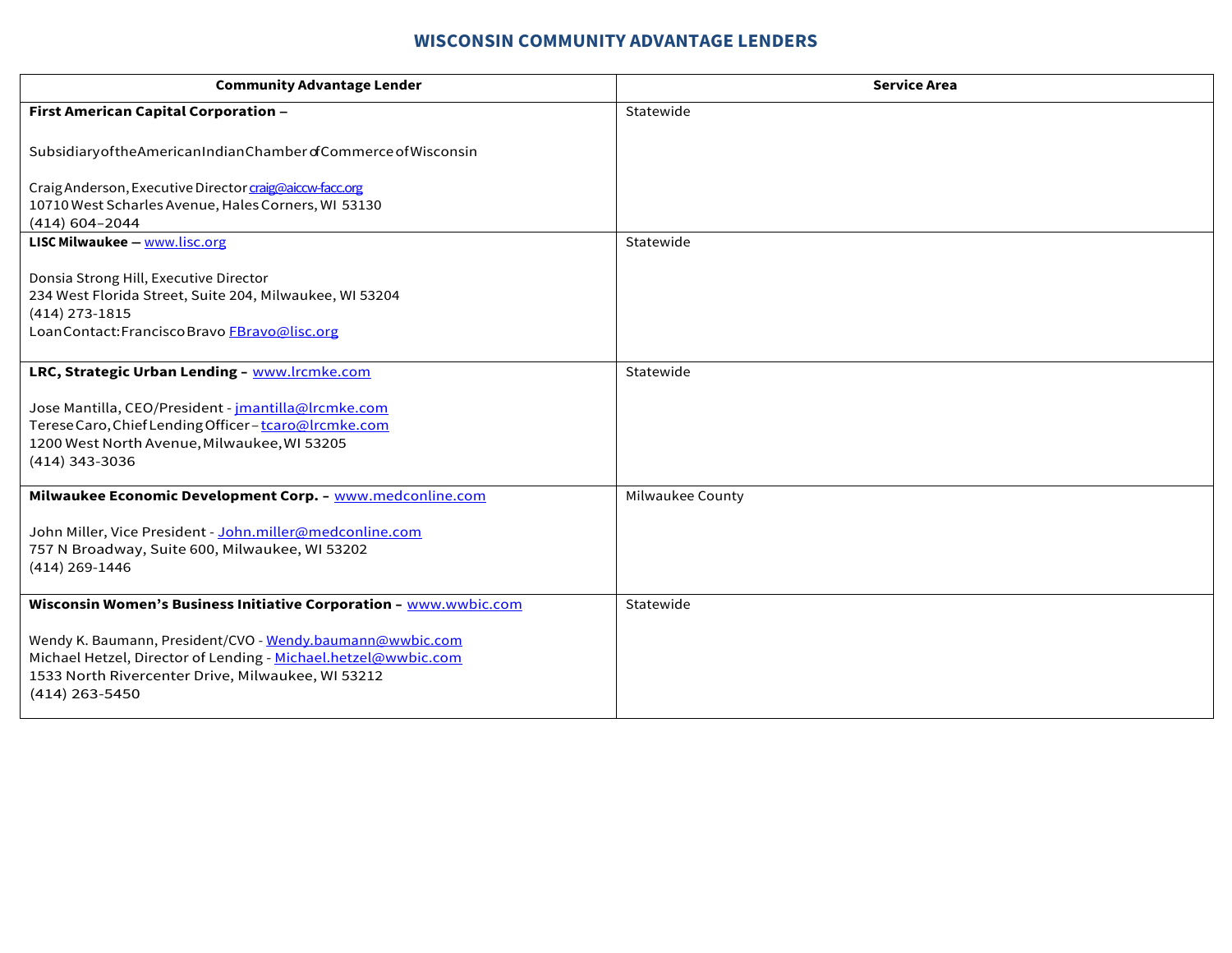## WISCONSIN COMMUNITY ADVANTAGE LENDERS

| Community Advantage Lender | Service Area |
|---|---|
| **First American Capital Corporation –**<br><br>Subsidiary of the American Indian Chamber of Commerce of Wisconsin<br><br>Craig Anderson, Executive Director craig@aiccw-facc.org<br>10710 West Scharles Avenue, Hales Corners, WI 53130<br>(414) 604–2044 | Statewide |
| **LISC Milwaukee —** www.lisc.org<br><br>Donsia Strong Hill, Executive Director<br>234 West Florida Street, Suite 204, Milwaukee, WI 53204<br>(414) 273-1815<br>Loan Contact: Francisco Bravo FBravo@lisc.org | Statewide |
| **LRC, Strategic Urban Lending –** www.lrcmke.com<br><br>Jose Mantilla, CEO/President - jmantilla@lrcmke.com<br>Terese Caro, Chief Lending Officer – tcaro@lrcmke.com<br>1200 West North Avenue, Milwaukee, WI 53205<br>(414) 343-3036 | Statewide |
| **Milwaukee Economic Development Corp. –** www.medconline.com<br><br>John Miller, Vice President - John.miller@medconline.com<br>757 N Broadway, Suite 600, Milwaukee, WI 53202<br>(414) 269-1446 | Milwaukee County |
| **Wisconsin Women's Business Initiative Corporation –** www.wwbic.com<br><br>Wendy K. Baumann, President/CVO - Wendy.baumann@wwbic.com<br>Michael Hetzel, Director of Lending - Michael.hetzel@wwbic.com<br>1533 North Rivercenter Drive, Milwaukee, WI 53212<br>(414) 263-5450 | Statewide |